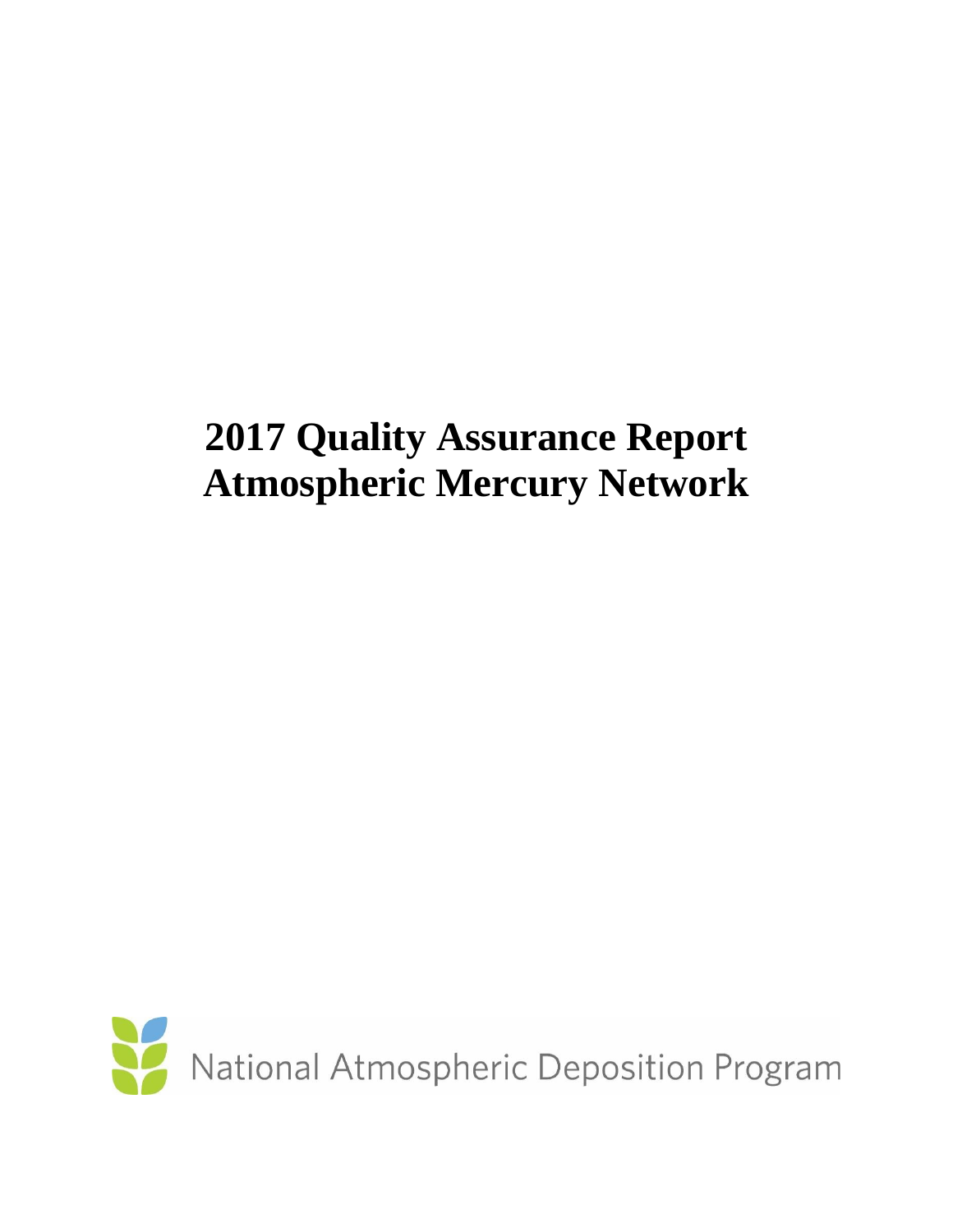# 2017 Quality Assurance Report
# Atmospheric Mercury Network

National Atmospheric Deposition Program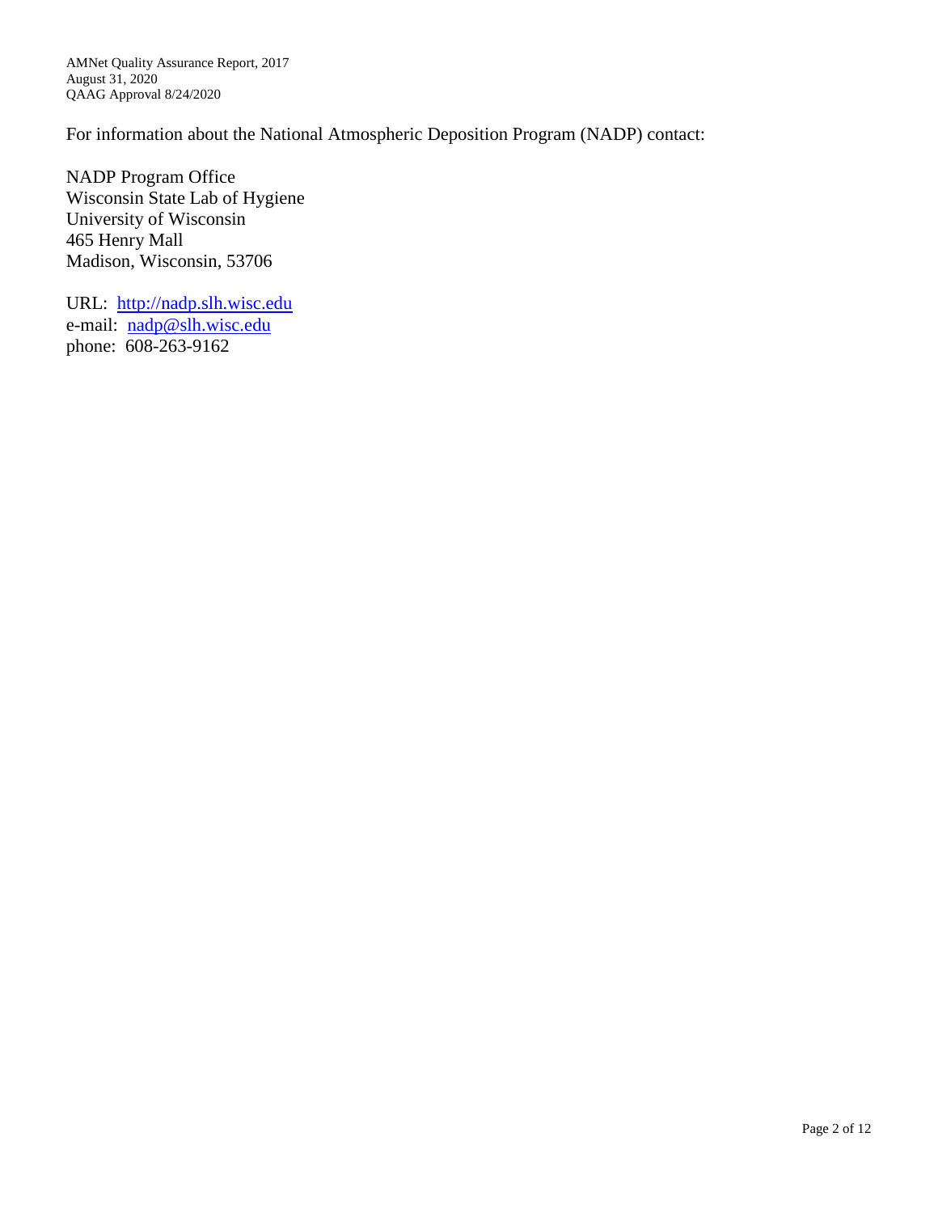For information about the National Atmospheric Deposition Program (NADP) contact:

NADP Program Office
Wisconsin State Lab of Hygiene
University of Wisconsin
465 Henry Mall
Madison, Wisconsin, 53706

URL: http://nadp.slh.wisc.edu
e-mail: nadp@slh.wisc.edu
phone: 608-263-9162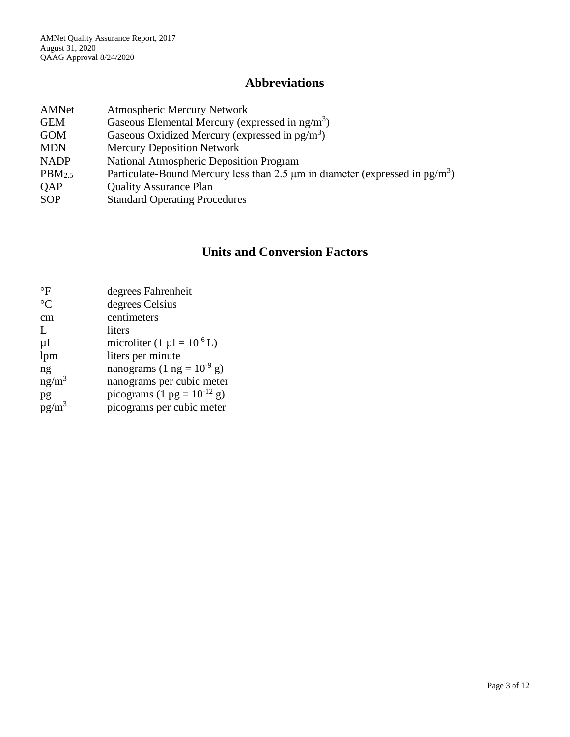## Abbreviations

| | |
|---|---|
| AMNet | Atmospheric Mercury Network |
| GEM | Gaseous Elemental Mercury (expressed in $ng/m^3$) |
| GOM | Gaseous Oxidized Mercury (expressed in $pg/m^3$) |
| MDN | Mercury Deposition Network |
| NADP | National Atmospheric Deposition Program |
| $PBM_{2.5}$ | Particulate-Bound Mercury less than 2.5 µm in diameter (expressed in $pg/m^3$) |
| QAP | Quality Assurance Plan |
| SOP | Standard Operating Procedures |

## Units and Conversion Factors

| | |
|---|---|
| °F | degrees Fahrenheit |
| °C | degrees Celsius |
| cm | centimeters |
| L | liters |
| µl | microliter (1 µl = $10^{-6}$ L) |
| lpm | liters per minute |
| ng | nanograms (1 ng = $10^{-9}$ g) |
| $ng/m^3$ | nanograms per cubic meter |
| pg | picograms (1 pg = $10^{-12}$ g) |
| $pg/m^3$ | picograms per cubic meter |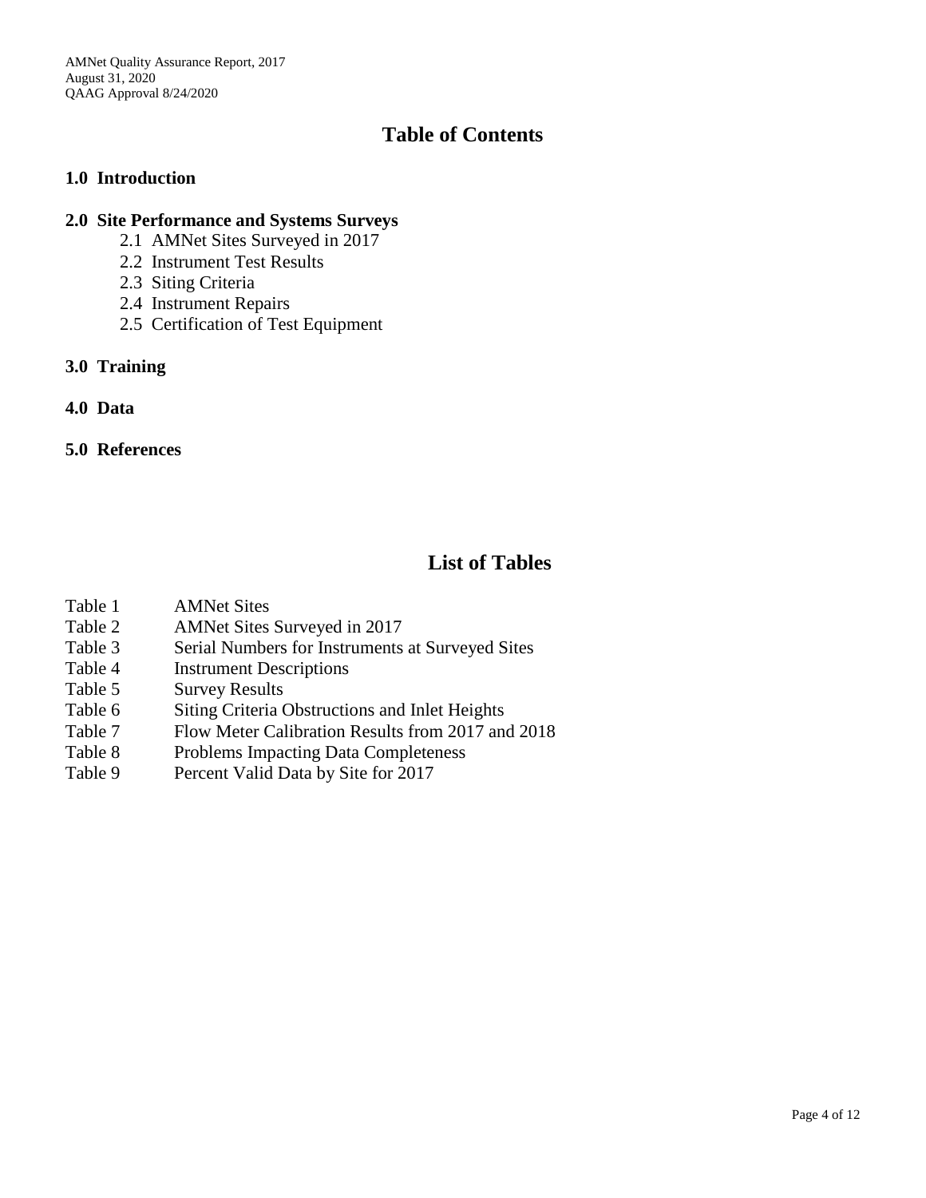# Table of Contents

**1.0 Introduction**

**2.0 Site Performance and Systems Surveys**

- 2.1 AMNet Sites Surveyed in 2017
- 2.2 Instrument Test Results
- 2.3 Siting Criteria
- 2.4 Instrument Repairs
- 2.5 Certification of Test Equipment

**3.0 Training**

**4.0 Data**

**5.0 References**

# List of Tables

| | |
|---|---|
| Table 1 | AMNet Sites |
| Table 2 | AMNet Sites Surveyed in 2017 |
| Table 3 | Serial Numbers for Instruments at Surveyed Sites |
| Table 4 | Instrument Descriptions |
| Table 5 | Survey Results |
| Table 6 | Siting Criteria Obstructions and Inlet Heights |
| Table 7 | Flow Meter Calibration Results from 2017 and 2018 |
| Table 8 | Problems Impacting Data Completeness |
| Table 9 | Percent Valid Data by Site for 2017 |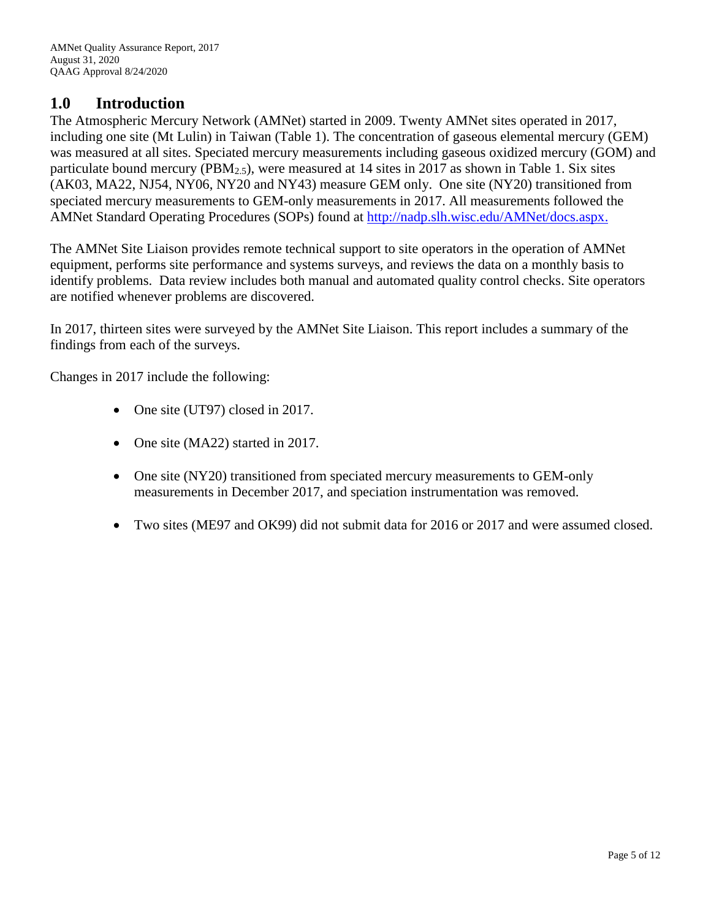## 1.0 Introduction

The Atmospheric Mercury Network (AMNet) started in 2009. Twenty AMNet sites operated in 2017, including one site (Mt Lulin) in Taiwan (Table 1). The concentration of gaseous elemental mercury (GEM) was measured at all sites. Speciated mercury measurements including gaseous oxidized mercury (GOM) and particulate bound mercury ($PBM_{2.5}$), were measured at 14 sites in 2017 as shown in Table 1. Six sites (AK03, MA22, NJ54, NY06, NY20 and NY43) measure GEM only. One site (NY20) transitioned from speciated mercury measurements to GEM-only measurements in 2017. All measurements followed the AMNet Standard Operating Procedures (SOPs) found at [http://nadp.slh.wisc.edu/AMNet/docs.aspx.](http://nadp.slh.wisc.edu/AMNet/docs.aspx)

The AMNet Site Liaison provides remote technical support to site operators in the operation of AMNet equipment, performs site performance and systems surveys, and reviews the data on a monthly basis to identify problems. Data review includes both manual and automated quality control checks. Site operators are notified whenever problems are discovered.

In 2017, thirteen sites were surveyed by the AMNet Site Liaison. This report includes a summary of the findings from each of the surveys.

Changes in 2017 include the following:

- One site (UT97) closed in 2017.
- One site (MA22) started in 2017.
- One site (NY20) transitioned from speciated mercury measurements to GEM-only measurements in December 2017, and speciation instrumentation was removed.
- Two sites (ME97 and OK99) did not submit data for 2016 or 2017 and were assumed closed.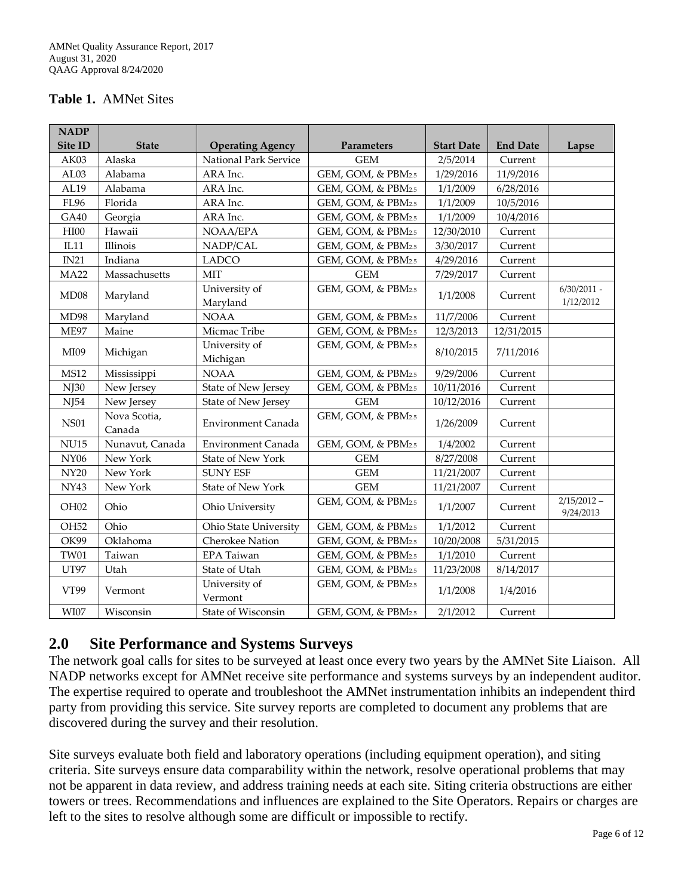**Table 1.** AMNet Sites

| NADP Site ID | State | Operating Agency | Parameters | Start Date | End Date | Lapse |
|---|---|---|---|---|---|---|
| AK03 | Alaska | National Park Service | GEM | 2/5/2014 | Current | |
| AL03 | Alabama | ARA Inc. | GEM, GOM, & $PBM_{2.5}$ | 1/29/2016 | 11/9/2016 | |
| AL19 | Alabama | ARA Inc. | GEM, GOM, & $PBM_{2.5}$ | 1/1/2009 | 6/28/2016 | |
| FL96 | Florida | ARA Inc. | GEM, GOM, & $PBM_{2.5}$ | 1/1/2009 | 10/5/2016 | |
| GA40 | Georgia | ARA Inc. | GEM, GOM, & $PBM_{2.5}$ | 1/1/2009 | 10/4/2016 | |
| HI00 | Hawaii | NOAA/EPA | GEM, GOM, & $PBM_{2.5}$ | 12/30/2010 | Current | |
| IL11 | Illinois | NADP/CAL | GEM, GOM, & $PBM_{2.5}$ | 3/30/2017 | Current | |
| IN21 | Indiana | LADCO | GEM, GOM, & $PBM_{2.5}$ | 4/29/2016 | Current | |
| MA22 | Massachusetts | MIT | GEM | 7/29/2017 | Current | |
| MD08 | Maryland | University of Maryland | GEM, GOM, & $PBM_{2.5}$ | 1/1/2008 | Current | 6/30/2011 - 1/12/2012 |
| MD98 | Maryland | NOAA | GEM, GOM, & $PBM_{2.5}$ | 11/7/2006 | Current | |
| ME97 | Maine | Micmac Tribe | GEM, GOM, & $PBM_{2.5}$ | 12/3/2013 | 12/31/2015 | |
| MI09 | Michigan | University of Michigan | GEM, GOM, & $PBM_{2.5}$ | 8/10/2015 | 7/11/2016 | |
| MS12 | Mississippi | NOAA | GEM, GOM, & $PBM_{2.5}$ | 9/29/2006 | Current | |
| NJ30 | New Jersey | State of New Jersey | GEM, GOM, & $PBM_{2.5}$ | 10/11/2016 | Current | |
| NJ54 | New Jersey | State of New Jersey | GEM | 10/12/2016 | Current | |
| NS01 | Nova Scotia, Canada | Environment Canada | GEM, GOM, & $PBM_{2.5}$ | 1/26/2009 | Current | |
| NU15 | Nunavut, Canada | Environment Canada | GEM, GOM, & $PBM_{2.5}$ | 1/4/2002 | Current | |
| NY06 | New York | State of New York | GEM | 8/27/2008 | Current | |
| NY20 | New York | SUNY ESF | GEM | 11/21/2007 | Current | |
| NY43 | New York | State of New York | GEM | 11/21/2007 | Current | |
| OH02 | Ohio | Ohio University | GEM, GOM, & $PBM_{2.5}$ | 1/1/2007 | Current | 2/15/2012 – 9/24/2013 |
| OH52 | Ohio | Ohio State University | GEM, GOM, & $PBM_{2.5}$ | 1/1/2012 | Current | |
| OK99 | Oklahoma | Cherokee Nation | GEM, GOM, & $PBM_{2.5}$ | 10/20/2008 | 5/31/2015 | |
| TW01 | Taiwan | EPA Taiwan | GEM, GOM, & $PBM_{2.5}$ | 1/1/2010 | Current | |
| UT97 | Utah | State of Utah | GEM, GOM, & $PBM_{2.5}$ | 11/23/2008 | 8/14/2017 | |
| VT99 | Vermont | University of Vermont | GEM, GOM, & $PBM_{2.5}$ | 1/1/2008 | 1/4/2016 | |
| WI07 | Wisconsin | State of Wisconsin | GEM, GOM, & $PBM_{2.5}$ | 2/1/2012 | Current | |

## 2.0 Site Performance and Systems Surveys

The network goal calls for sites to be surveyed at least once every two years by the AMNet Site Liaison. All NADP networks except for AMNet receive site performance and systems surveys by an independent auditor. The expertise required to operate and troubleshoot the AMNet instrumentation inhibits an independent third party from providing this service. Site survey reports are completed to document any problems that are discovered during the survey and their resolution.

Site surveys evaluate both field and laboratory operations (including equipment operation), and siting criteria. Site surveys ensure data comparability within the network, resolve operational problems that may not be apparent in data review, and address training needs at each site. Siting criteria obstructions are either towers or trees. Recommendations and influences are explained to the Site Operators. Repairs or charges are left to the sites to resolve although some are difficult or impossible to rectify.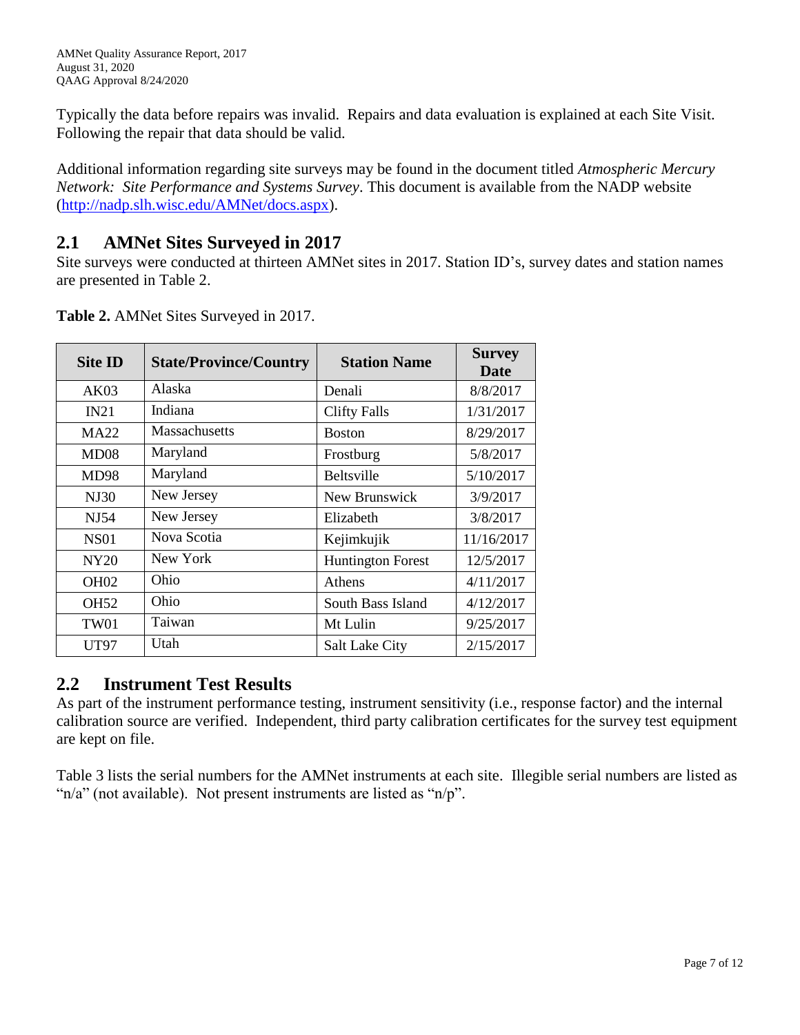Typically the data before repairs was invalid. Repairs and data evaluation is explained at each Site Visit. Following the repair that data should be valid.

Additional information regarding site surveys may be found in the document titled *Atmospheric Mercury Network: Site Performance and Systems Survey*. This document is available from the NADP website (http://nadp.slh.wisc.edu/AMNet/docs.aspx).

## 2.1 AMNet Sites Surveyed in 2017

Site surveys were conducted at thirteen AMNet sites in 2017. Station ID's, survey dates and station names are presented in Table 2.

**Table 2.** AMNet Sites Surveyed in 2017.

| Site ID | State/Province/Country | Station Name | Survey Date |
|---|---|---|---|
| AK03 | Alaska | Denali | 8/8/2017 |
| IN21 | Indiana | Clifty Falls | 1/31/2017 |
| MA22 | Massachusetts | Boston | 8/29/2017 |
| MD08 | Maryland | Frostburg | 5/8/2017 |
| MD98 | Maryland | Beltsville | 5/10/2017 |
| NJ30 | New Jersey | New Brunswick | 3/9/2017 |
| NJ54 | New Jersey | Elizabeth | 3/8/2017 |
| NS01 | Nova Scotia | Kejimkujik | 11/16/2017 |
| NY20 | New York | Huntington Forest | 12/5/2017 |
| OH02 | Ohio | Athens | 4/11/2017 |
| OH52 | Ohio | South Bass Island | 4/12/2017 |
| TW01 | Taiwan | Mt Lulin | 9/25/2017 |
| UT97 | Utah | Salt Lake City | 2/15/2017 |

## 2.2 Instrument Test Results

As part of the instrument performance testing, instrument sensitivity (i.e., response factor) and the internal calibration source are verified. Independent, third party calibration certificates for the survey test equipment are kept on file.

Table 3 lists the serial numbers for the AMNet instruments at each site. Illegible serial numbers are listed as "n/a" (not available). Not present instruments are listed as "n/p".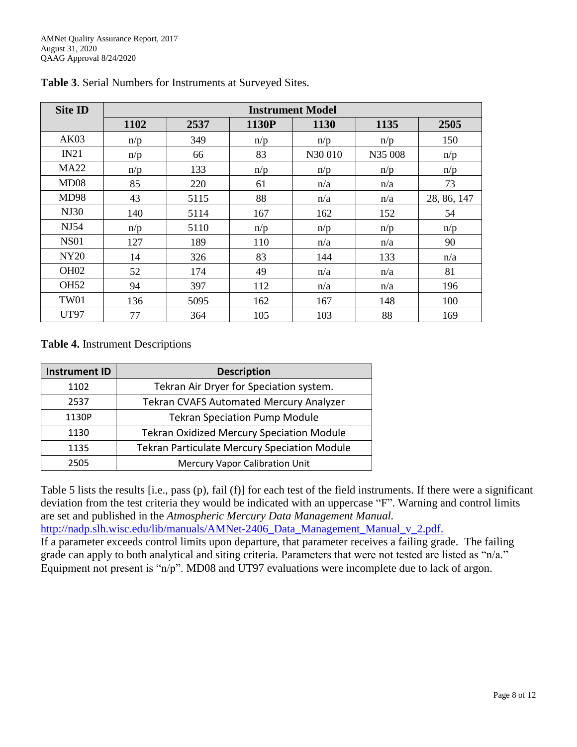**Table 3**. Serial Numbers for Instruments at Surveyed Sites.

| Site ID | Instrument Model | | | | | |
|---|---|---|---|---|---|---|
| | 1102 | 2537 | 1130P | 1130 | 1135 | 2505 |
| AK03 | n/p | 349 | n/p | n/p | n/p | 150 |
| IN21 | n/p | 66 | 83 | N30 010 | N35 008 | n/p |
| MA22 | n/p | 133 | n/p | n/p | n/p | n/p |
| MD08 | 85 | 220 | 61 | n/a | n/a | 73 |
| MD98 | 43 | 5115 | 88 | n/a | n/a | 28, 86, 147 |
| NJ30 | 140 | 5114 | 167 | 162 | 152 | 54 |
| NJ54 | n/p | 5110 | n/p | n/p | n/p | n/p |
| NS01 | 127 | 189 | 110 | n/a | n/a | 90 |
| NY20 | 14 | 326 | 83 | 144 | 133 | n/a |
| OH02 | 52 | 174 | 49 | n/a | n/a | 81 |
| OH52 | 94 | 397 | 112 | n/a | n/a | 196 |
| TW01 | 136 | 5095 | 162 | 167 | 148 | 100 |
| UT97 | 77 | 364 | 105 | 103 | 88 | 169 |

**Table 4.** Instrument Descriptions

| Instrument ID | Description |
|---|---|
| 1102 | Tekran Air Dryer for Speciation system. |
| 2537 | Tekran CVAFS Automated Mercury Analyzer |
| 1130P | Tekran Speciation Pump Module |
| 1130 | Tekran Oxidized Mercury Speciation Module |
| 1135 | Tekran Particulate Mercury Speciation Module |
| 2505 | Mercury Vapor Calibration Unit |

Table 5 lists the results [i.e., pass (p), fail (f)] for each test of the field instruments. If there were a significant deviation from the test criteria they would be indicated with an uppercase "F". Warning and control limits are set and published in the *Atmospheric Mercury Data Management Manual.* http://nadp.slh.wisc.edu/lib/manuals/AMNet-2406_Data_Management_Manual_v_2.pdf.
If a parameter exceeds control limits upon departure, that parameter receives a failing grade. The failing grade can apply to both analytical and siting criteria. Parameters that were not tested are listed as "n/a." Equipment not present is "n/p". MD08 and UT97 evaluations were incomplete due to lack of argon.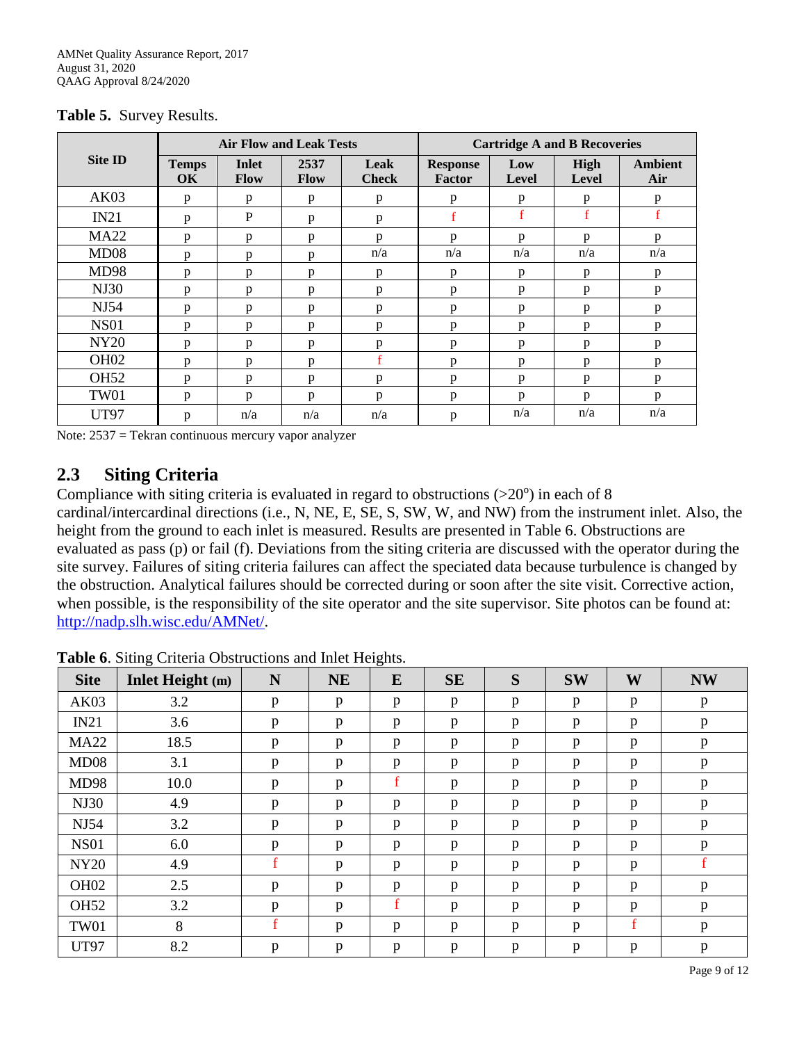**Table 5.** Survey Results.

| Site ID | Air Flow and Leak Tests | | | | Cartridge A and B Recoveries | | | |
|---|---|---|---|---|---|---|---|---|
| | Temps OK | Inlet Flow | 2537 Flow | Leak Check | Response Factor | Low Level | High Level | Ambient Air |
| AK03 | p | p | p | p | p | p | p | p |
| IN21 | p | P | p | p | f | f | f | f |
| MA22 | p | p | p | p | p | p | p | p |
| MD08 | p | p | p | n/a | n/a | n/a | n/a | n/a |
| MD98 | p | p | p | p | p | p | p | p |
| NJ30 | p | p | p | p | p | p | p | p |
| NJ54 | p | p | p | p | p | p | p | p |
| NS01 | p | p | p | p | p | p | p | p |
| NY20 | p | p | p | p | p | p | p | p |
| OH02 | p | p | p | f | p | p | p | p |
| OH52 | p | p | p | p | p | p | p | p |
| TW01 | p | p | p | p | p | p | p | p |
| UT97 | p | n/a | n/a | n/a | p | n/a | n/a | n/a |

Note: 2537 = Tekran continuous mercury vapor analyzer

## 2.3 Siting Criteria

Compliance with siting criteria is evaluated in regard to obstructions (>20°) in each of 8 cardinal/intercardinal directions (i.e., N, NE, E, SE, S, SW, W, and NW) from the instrument inlet. Also, the height from the ground to each inlet is measured. Results are presented in Table 6. Obstructions are evaluated as pass (p) or fail (f). Deviations from the siting criteria are discussed with the operator during the site survey. Failures of siting criteria failures can affect the speciated data because turbulence is changed by the obstruction. Analytical failures should be corrected during or soon after the site visit. Corrective action, when possible, is the responsibility of the site operator and the site supervisor. Site photos can be found at: http://nadp.slh.wisc.edu/AMNet/.

**Table 6**. Siting Criteria Obstructions and Inlet Heights.

| Site | Inlet Height (m) | N | NE | E | SE | S | SW | W | NW |
|---|---|---|---|---|---|---|---|---|---|
| AK03 | 3.2 | p | p | p | p | p | p | p | p |
| IN21 | 3.6 | p | p | p | p | p | p | p | p |
| MA22 | 18.5 | p | p | p | p | p | p | p | p |
| MD08 | 3.1 | p | p | p | p | p | p | p | p |
| MD98 | 10.0 | p | p | f | p | p | p | p | p |
| NJ30 | 4.9 | p | p | p | p | p | p | p | p |
| NJ54 | 3.2 | p | p | p | p | p | p | p | p |
| NS01 | 6.0 | p | p | p | p | p | p | p | p |
| NY20 | 4.9 | f | p | p | p | p | p | p | f |
| OH02 | 2.5 | p | p | p | p | p | p | p | p |
| OH52 | 3.2 | p | p | f | p | p | p | p | p |
| TW01 | 8 | f | p | p | p | p | p | f | p |
| UT97 | 8.2 | p | p | p | p | p | p | p | p |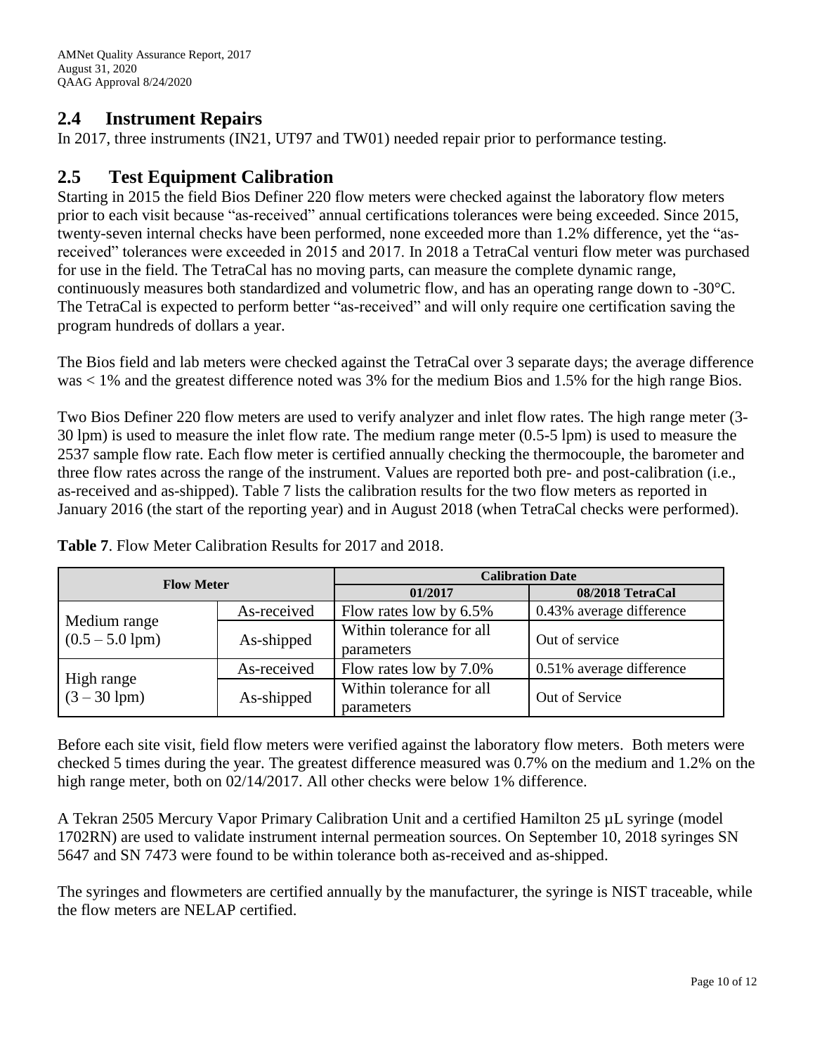## 2.4 Instrument Repairs

In 2017, three instruments (IN21, UT97 and TW01) needed repair prior to performance testing.

## 2.5 Test Equipment Calibration

Starting in 2015 the field Bios Definer 220 flow meters were checked against the laboratory flow meters prior to each visit because "as-received" annual certifications tolerances were being exceeded. Since 2015, twenty-seven internal checks have been performed, none exceeded more than 1.2% difference, yet the "as-received" tolerances were exceeded in 2015 and 2017. In 2018 a TetraCal venturi flow meter was purchased for use in the field. The TetraCal has no moving parts, can measure the complete dynamic range, continuously measures both standardized and volumetric flow, and has an operating range down to -30°C. The TetraCal is expected to perform better "as-received" and will only require one certification saving the program hundreds of dollars a year.

The Bios field and lab meters were checked against the TetraCal over 3 separate days; the average difference was < 1% and the greatest difference noted was 3% for the medium Bios and 1.5% for the high range Bios.

Two Bios Definer 220 flow meters are used to verify analyzer and inlet flow rates. The high range meter (3-30 lpm) is used to measure the inlet flow rate. The medium range meter (0.5-5 lpm) is used to measure the 2537 sample flow rate. Each flow meter is certified annually checking the thermocouple, the barometer and three flow rates across the range of the instrument. Values are reported both pre- and post-calibration (i.e., as-received and as-shipped). Table 7 lists the calibration results for the two flow meters as reported in January 2016 (the start of the reporting year) and in August 2018 (when TetraCal checks were performed).

**Table 7**. Flow Meter Calibration Results for 2017 and 2018.

| Flow Meter | | Calibration Date | |
|---|---|---|---|
| | | **01/2017** | **08/2018 TetraCal** |
| Medium range (0.5 – 5.0 lpm) | As-received | Flow rates low by 6.5% | 0.43% average difference |
| | As-shipped | Within tolerance for all parameters | Out of service |
| High range (3 – 30 lpm) | As-received | Flow rates low by 7.0% | 0.51% average difference |
| | As-shipped | Within tolerance for all parameters | Out of Service |

Before each site visit, field flow meters were verified against the laboratory flow meters. Both meters were checked 5 times during the year. The greatest difference measured was 0.7% on the medium and 1.2% on the high range meter, both on 02/14/2017. All other checks were below 1% difference.

A Tekran 2505 Mercury Vapor Primary Calibration Unit and a certified Hamilton 25 µL syringe (model 1702RN) are used to validate instrument internal permeation sources. On September 10, 2018 syringes SN 5647 and SN 7473 were found to be within tolerance both as-received and as-shipped.

The syringes and flowmeters are certified annually by the manufacturer, the syringe is NIST traceable, while the flow meters are NELAP certified.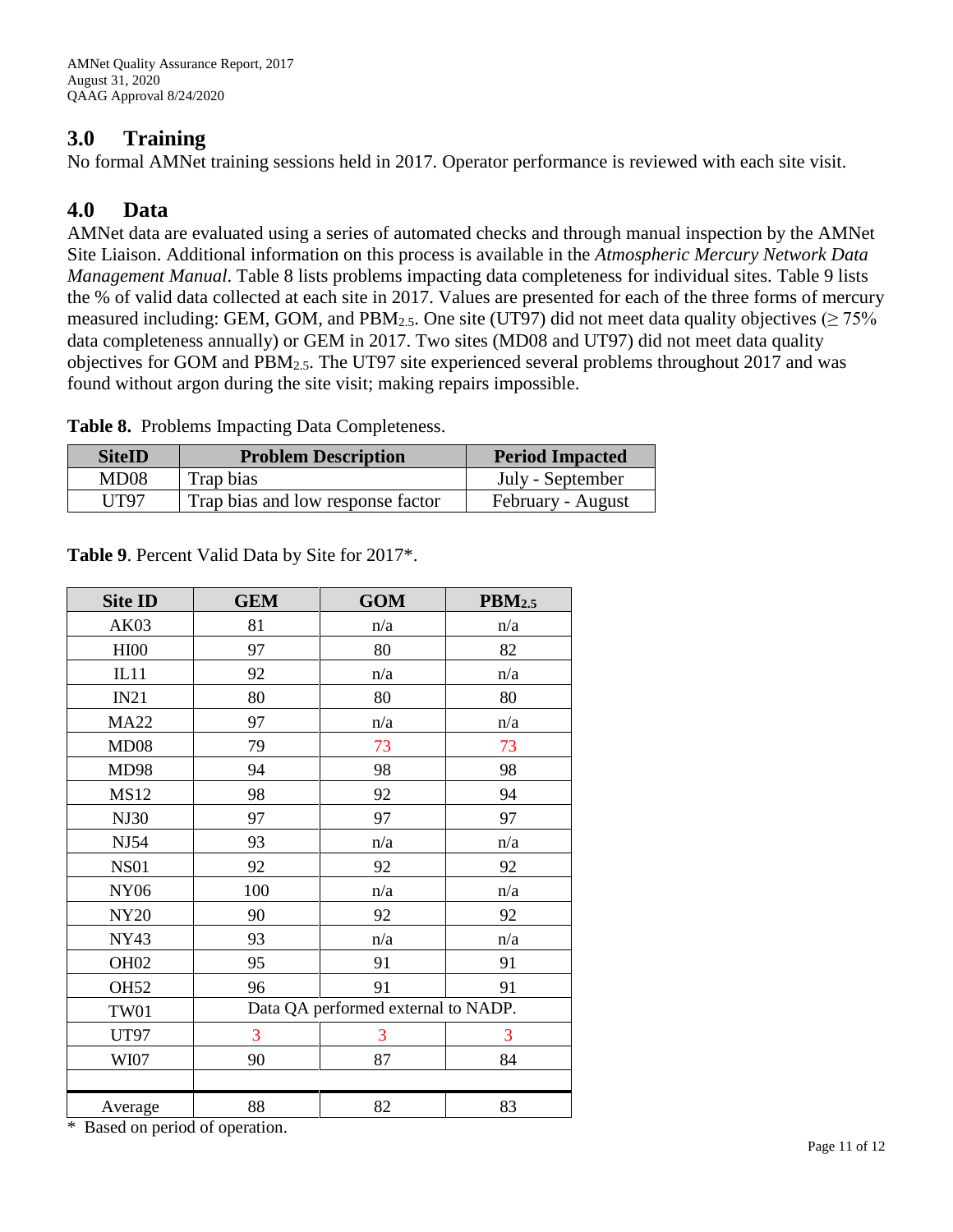## 3.0 Training

No formal AMNet training sessions held in 2017. Operator performance is reviewed with each site visit.

## 4.0 Data

AMNet data are evaluated using a series of automated checks and through manual inspection by the AMNet Site Liaison. Additional information on this process is available in the *Atmospheric Mercury Network Data Management Manual*. Table 8 lists problems impacting data completeness for individual sites. Table 9 lists the % of valid data collected at each site in 2017. Values are presented for each of the three forms of mercury measured including: GEM, GOM, and $PBM_{2.5}$. One site (UT97) did not meet data quality objectives (≥ 75% data completeness annually) or GEM in 2017. Two sites (MD08 and UT97) did not meet data quality objectives for GOM and $PBM_{2.5}$. The UT97 site experienced several problems throughout 2017 and was found without argon during the site visit; making repairs impossible.

**Table 8.** Problems Impacting Data Completeness.

| SiteID | Problem Description | Period Impacted |
|---|---|---|
| MD08 | Trap bias | July - September |
| UT97 | Trap bias and low response factor | February - August |

**Table 9**. Percent Valid Data by Site for 2017*.

| Site ID | GEM | GOM | $PBM_{2.5}$ |
|---|---|---|---|
| AK03 | 81 | n/a | n/a |
| HI00 | 97 | 80 | 82 |
| IL11 | 92 | n/a | n/a |
| IN21 | 80 | 80 | 80 |
| MA22 | 97 | n/a | n/a |
| MD08 | 79 | 73 | 73 |
| MD98 | 94 | 98 | 98 |
| MS12 | 98 | 92 | 94 |
| NJ30 | 97 | 97 | 97 |
| NJ54 | 93 | n/a | n/a |
| NS01 | 92 | 92 | 92 |
| NY06 | 100 | n/a | n/a |
| NY20 | 90 | 92 | 92 |
| NY43 | 93 | n/a | n/a |
| OH02 | 95 | 91 | 91 |
| OH52 | 96 | 91 | 91 |
| TW01 | Data QA performed external to NADP. | | |
| UT97 | 3 | 3 | 3 |
| WI07 | 90 | 87 | 84 |
| | | | |
| Average | 88 | 82 | 83 |

\* Based on period of operation.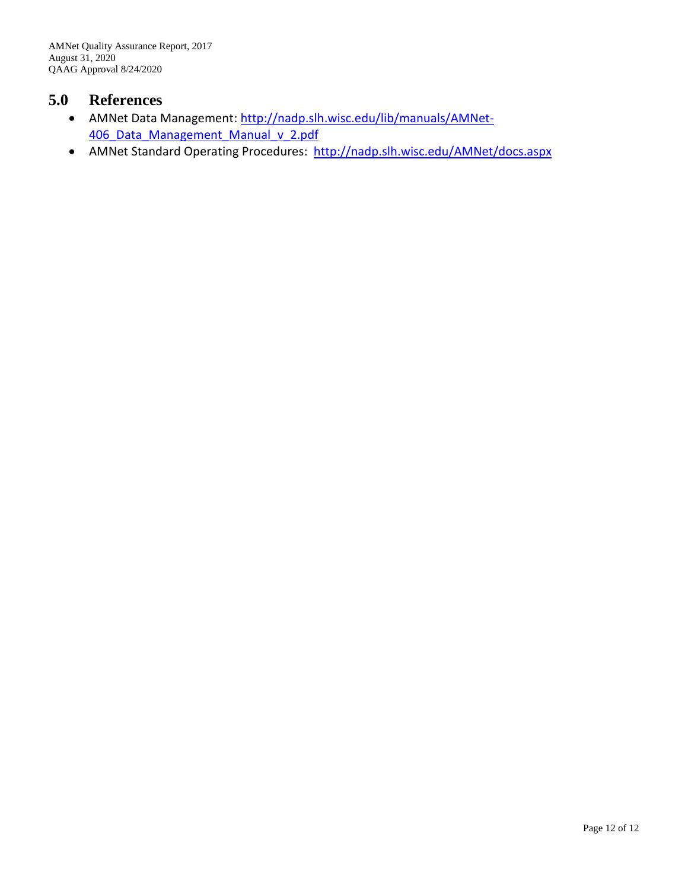## 5.0 References

- AMNet Data Management: http://nadp.slh.wisc.edu/lib/manuals/AMNet-406_Data_Management_Manual_v_2.pdf
- AMNet Standard Operating Procedures: http://nadp.slh.wisc.edu/AMNet/docs.aspx